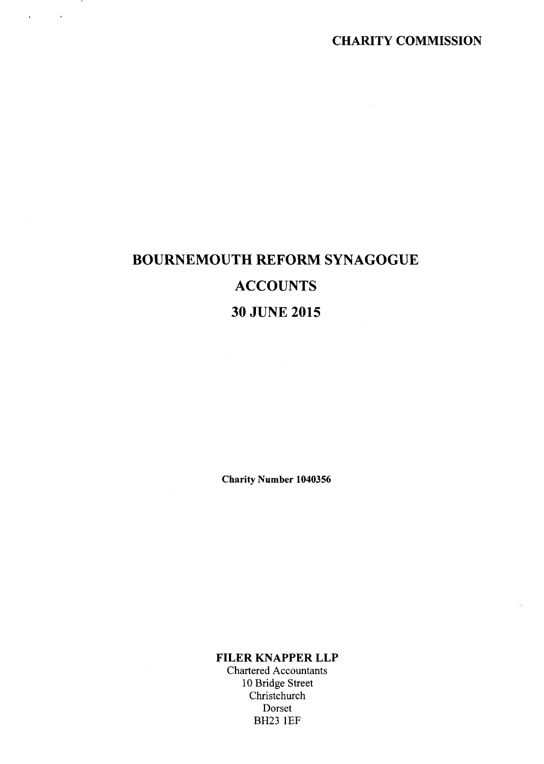**CHARITY COMMISSION**

# BOURNEMOUTH REFORM SYNAGOGUE

# ACCOUNTS

# 30 JUNE 2015

**Charity Number 1040356**

**FILER KNAPPER LLP**
Chartered Accountants
10 Bridge Street
Christchurch
Dorset
BH23 1EF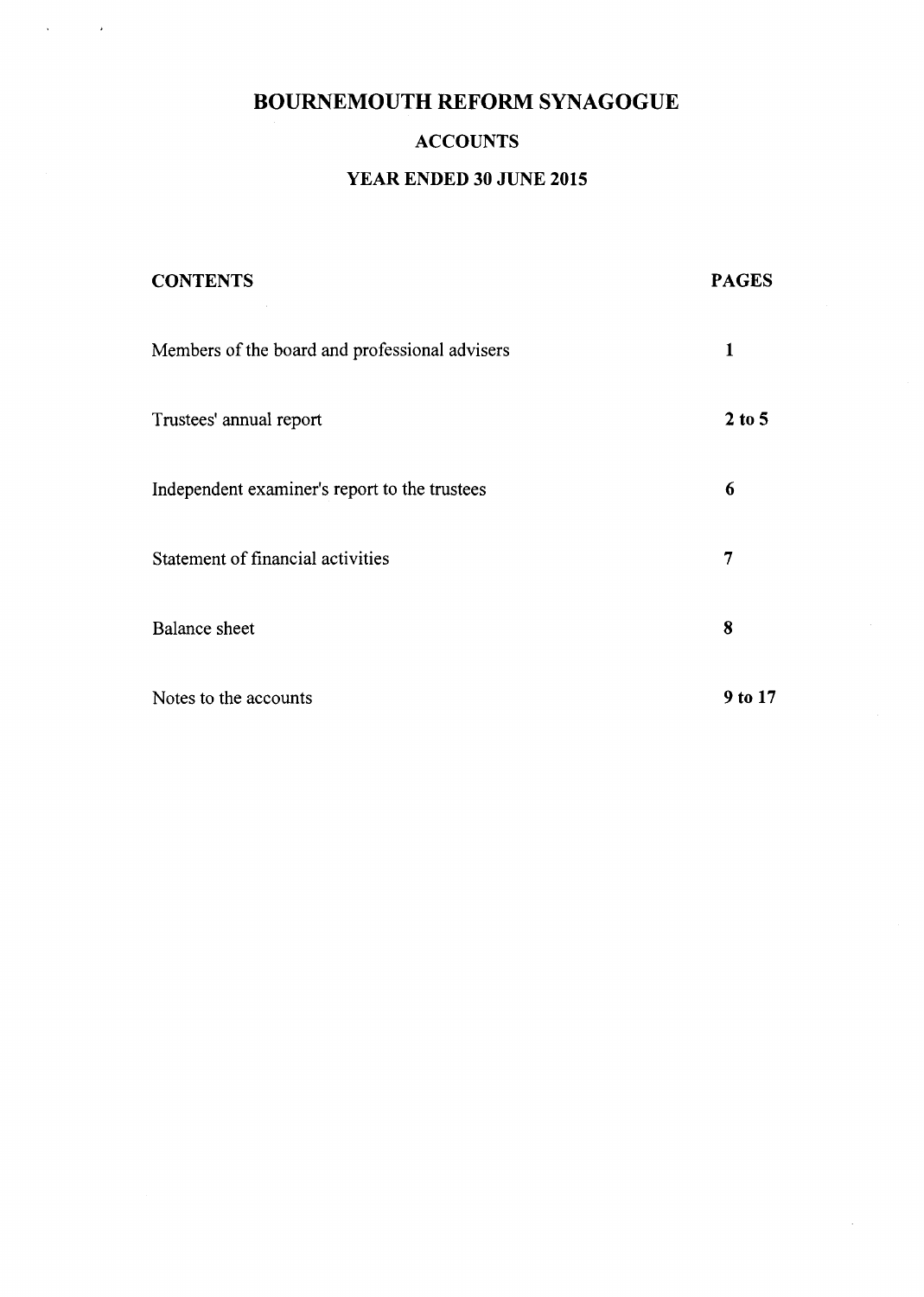# BOURNEMOUTH REFORM SYNAGOGUE

## ACCOUNTS

## YEAR ENDED 30 JUNE 2015

| CONTENTS | PAGES |
|---|---|
| Members of the board and professional advisers | 1 |
| Trustees' annual report | 2 to 5 |
| Independent examiner's report to the trustees | 6 |
| Statement of financial activities | 7 |
| Balance sheet | 8 |
| Notes to the accounts | 9 to 17 |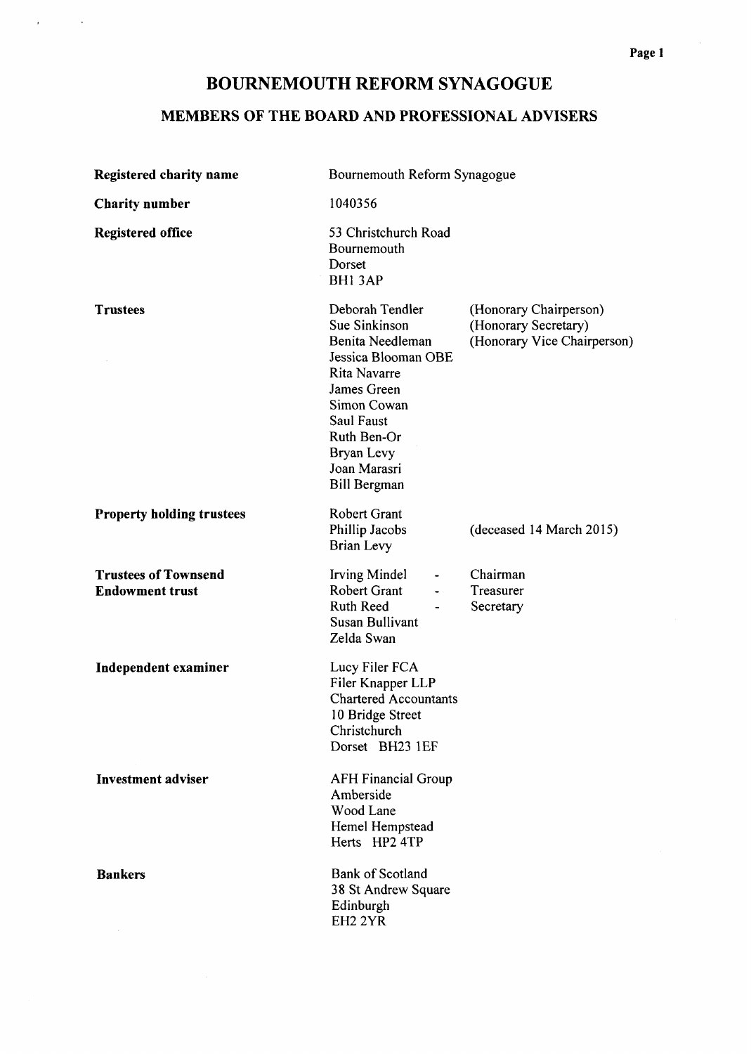# BOURNEMOUTH REFORM SYNAGOGUE

## MEMBERS OF THE BOARD AND PROFESSIONAL ADVISERS

| | | |
|---|---|---|
| **Registered charity name** | Bournemouth Reform Synagogue | |
| **Charity number** | 1040356 | |
| **Registered office** | 53 Christchurch Road<br>Bournemouth<br>Dorset<br>BH1 3AP | |
| **Trustees** | Deborah Tendler | (Honorary Chairperson) |
| | Sue Sinkinson | (Honorary Secretary) |
| | Benita Needleman | (Honorary Vice Chairperson) |
| | Jessica Blooman OBE | |
| | Rita Navarre | |
| | James Green | |
| | Simon Cowan | |
| | Saul Faust | |
| | Ruth Ben-Or | |
| | Bryan Levy | |
| | Joan Marasri | |
| | Bill Bergman | |
| **Property holding trustees** | Robert Grant | |
| | Phillip Jacobs | (deceased 14 March 2015) |
| | Brian Levy | |
| **Trustees of Townsend Endowment trust** | Irving Mindel - | Chairman |
| | Robert Grant - | Treasurer |
| | Ruth Reed - | Secretary |
| | Susan Bullivant | |
| | Zelda Swan | |
| **Independent examiner** | Lucy Filer FCA<br>Filer Knapper LLP<br>Chartered Accountants<br>10 Bridge Street<br>Christchurch<br>Dorset BH23 1EF | |
| **Investment adviser** | AFH Financial Group<br>Amberside<br>Wood Lane<br>Hemel Hempstead<br>Herts HP2 4TP | |
| **Bankers** | Bank of Scotland<br>38 St Andrew Square<br>Edinburgh<br>EH2 2YR | |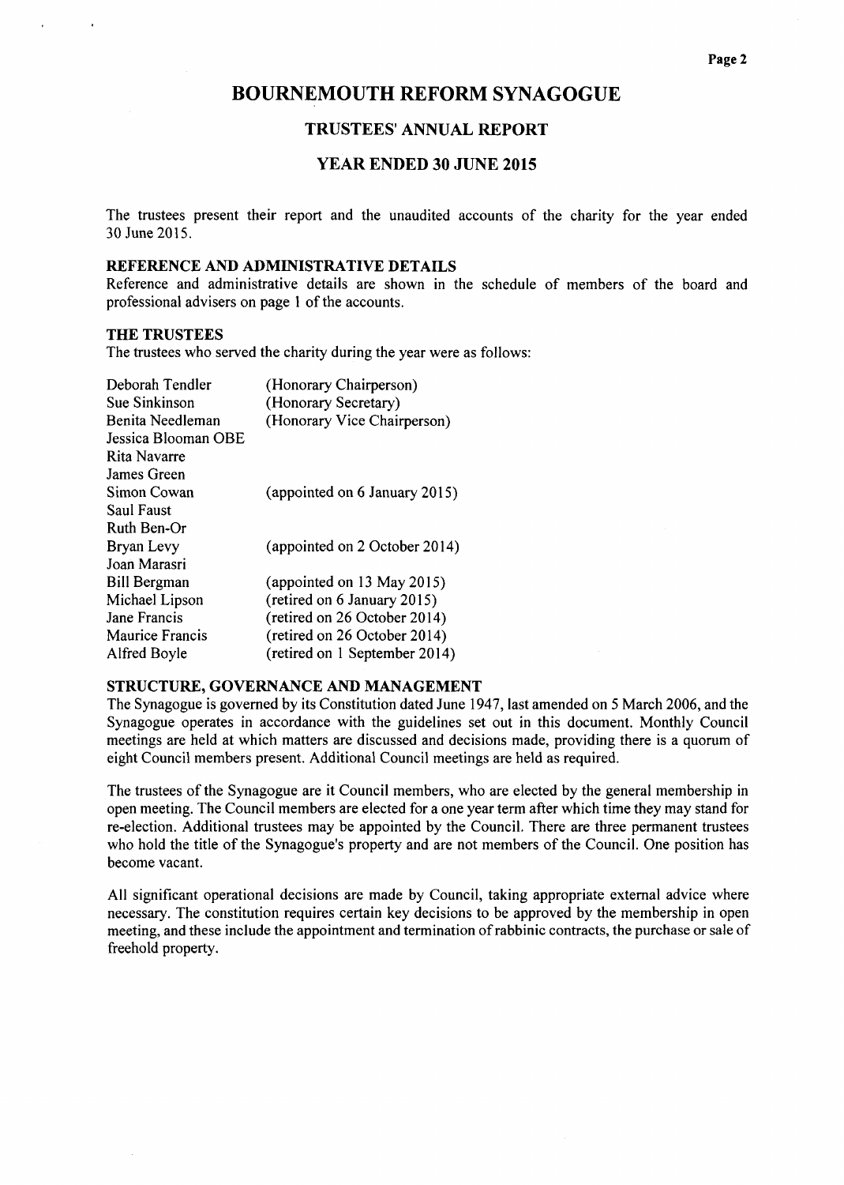# BOURNEMOUTH REFORM SYNAGOGUE

## TRUSTEES' ANNUAL REPORT

## YEAR ENDED 30 JUNE 2015

The trustees present their report and the unaudited accounts of the charity for the year ended 30 June 2015.

### REFERENCE AND ADMINISTRATIVE DETAILS

Reference and administrative details are shown in the schedule of members of the board and professional advisers on page 1 of the accounts.

### THE TRUSTEES

The trustees who served the charity during the year were as follows:

| | |
|---|---|
| Deborah Tendler | (Honorary Chairperson) |
| Sue Sinkinson | (Honorary Secretary) |
| Benita Needleman | (Honorary Vice Chairperson) |
| Jessica Blooman OBE | |
| Rita Navarre | |
| James Green | |
| Simon Cowan | (appointed on 6 January 2015) |
| Saul Faust | |
| Ruth Ben-Or | |
| Bryan Levy | (appointed on 2 October 2014) |
| Joan Marasri | |
| Bill Bergman | (appointed on 13 May 2015) |
| Michael Lipson | (retired on 6 January 2015) |
| Jane Francis | (retired on 26 October 2014) |
| Maurice Francis | (retired on 26 October 2014) |
| Alfred Boyle | (retired on 1 September 2014) |

### STRUCTURE, GOVERNANCE AND MANAGEMENT

The Synagogue is governed by its Constitution dated June 1947, last amended on 5 March 2006, and the Synagogue operates in accordance with the guidelines set out in this document. Monthly Council meetings are held at which matters are discussed and decisions made, providing there is a quorum of eight Council members present. Additional Council meetings are held as required.

The trustees of the Synagogue are it Council members, who are elected by the general membership in open meeting. The Council members are elected for a one year term after which time they may stand for re-election. Additional trustees may be appointed by the Council. There are three permanent trustees who hold the title of the Synagogue's property and are not members of the Council. One position has become vacant.

All significant operational decisions are made by Council, taking appropriate external advice where necessary. The constitution requires certain key decisions to be approved by the membership in open meeting, and these include the appointment and termination of rabbinic contracts, the purchase or sale of freehold property.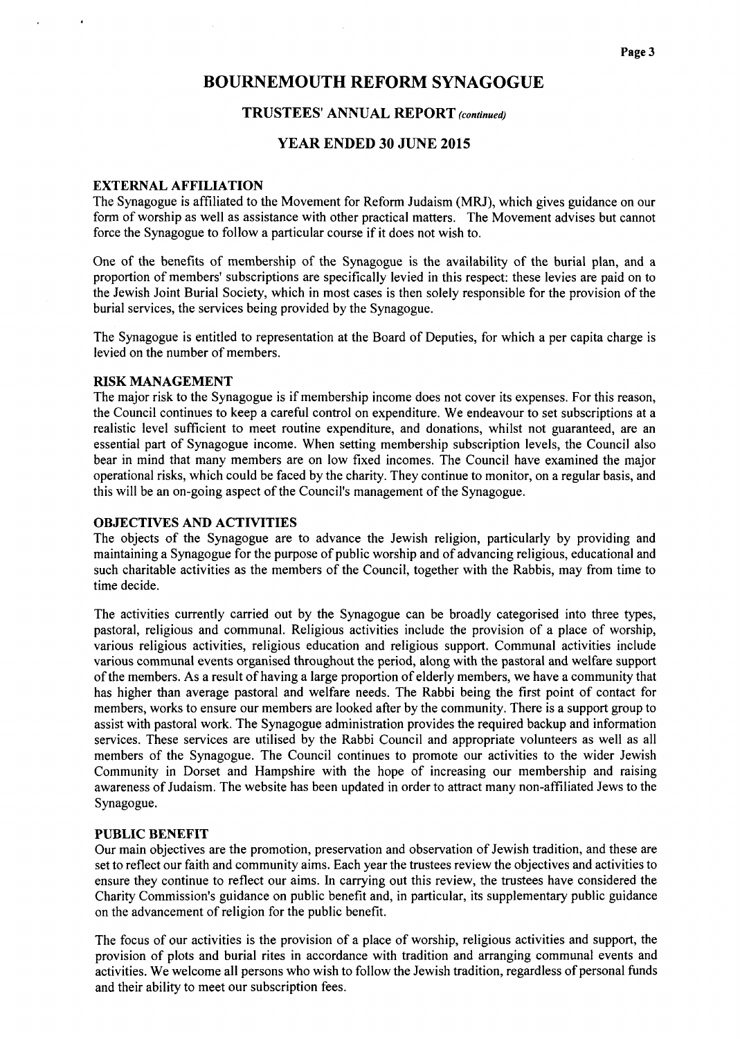# BOURNEMOUTH REFORM SYNAGOGUE

## TRUSTEES' ANNUAL REPORT *(continued)*

## YEAR ENDED 30 JUNE 2015

### EXTERNAL AFFILIATION

The Synagogue is affiliated to the Movement for Reform Judaism (MRJ), which gives guidance on our form of worship as well as assistance with other practical matters. The Movement advises but cannot force the Synagogue to follow a particular course if it does not wish to.

One of the benefits of membership of the Synagogue is the availability of the burial plan, and a proportion of members' subscriptions are specifically levied in this respect: these levies are paid on to the Jewish Joint Burial Society, which in most cases is then solely responsible for the provision of the burial services, the services being provided by the Synagogue.

The Synagogue is entitled to representation at the Board of Deputies, for which a per capita charge is levied on the number of members.

### RISK MANAGEMENT

The major risk to the Synagogue is if membership income does not cover its expenses. For this reason, the Council continues to keep a careful control on expenditure. We endeavour to set subscriptions at a realistic level sufficient to meet routine expenditure, and donations, whilst not guaranteed, are an essential part of Synagogue income. When setting membership subscription levels, the Council also bear in mind that many members are on low fixed incomes. The Council have examined the major operational risks, which could be faced by the charity. They continue to monitor, on a regular basis, and this will be an on-going aspect of the Council's management of the Synagogue.

### OBJECTIVES AND ACTIVITIES

The objects of the Synagogue are to advance the Jewish religion, particularly by providing and maintaining a Synagogue for the purpose of public worship and of advancing religious, educational and such charitable activities as the members of the Council, together with the Rabbis, may from time to time decide.

The activities currently carried out by the Synagogue can be broadly categorised into three types, pastoral, religious and communal. Religious activities include the provision of a place of worship, various religious activities, religious education and religious support. Communal activities include various communal events organised throughout the period, along with the pastoral and welfare support of the members. As a result of having a large proportion of elderly members, we have a community that has higher than average pastoral and welfare needs. The Rabbi being the first point of contact for members, works to ensure our members are looked after by the community. There is a support group to assist with pastoral work. The Synagogue administration provides the required backup and information services. These services are utilised by the Rabbi Council and appropriate volunteers as well as all members of the Synagogue. The Council continues to promote our activities to the wider Jewish Community in Dorset and Hampshire with the hope of increasing our membership and raising awareness of Judaism. The website has been updated in order to attract many non-affiliated Jews to the Synagogue.

### PUBLIC BENEFIT

Our main objectives are the promotion, preservation and observation of Jewish tradition, and these are set to reflect our faith and community aims. Each year the trustees review the objectives and activities to ensure they continue to reflect our aims. In carrying out this review, the trustees have considered the Charity Commission's guidance on public benefit and, in particular, its supplementary public guidance on the advancement of religion for the public benefit.

The focus of our activities is the provision of a place of worship, religious activities and support, the provision of plots and burial rites in accordance with tradition and arranging communal events and activities. We welcome all persons who wish to follow the Jewish tradition, regardless of personal funds and their ability to meet our subscription fees.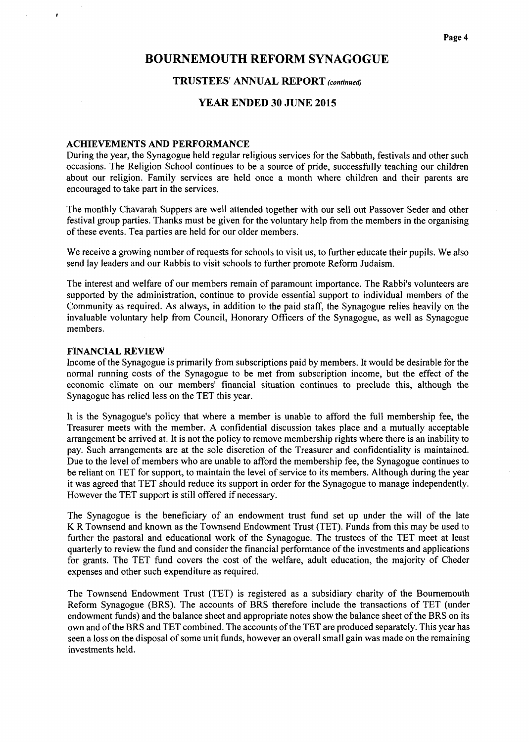# BOURNEMOUTH REFORM SYNAGOGUE

## TRUSTEES' ANNUAL REPORT *(continued)*

## YEAR ENDED 30 JUNE 2015

### ACHIEVEMENTS AND PERFORMANCE

During the year, the Synagogue held regular religious services for the Sabbath, festivals and other such occasions. The Religion School continues to be a source of pride, successfully teaching our children about our religion. Family services are held once a month where children and their parents are encouraged to take part in the services.

The monthly Chavarah Suppers are well attended together with our sell out Passover Seder and other festival group parties. Thanks must be given for the voluntary help from the members in the organising of these events. Tea parties are held for our older members.

We receive a growing number of requests for schools to visit us, to further educate their pupils. We also send lay leaders and our Rabbis to visit schools to further promote Reform Judaism.

The interest and welfare of our members remain of paramount importance. The Rabbi's volunteers are supported by the administration, continue to provide essential support to individual members of the Community as required. As always, in addition to the paid staff, the Synagogue relies heavily on the invaluable voluntary help from Council, Honorary Officers of the Synagogue, as well as Synagogue members.

### FINANCIAL REVIEW

Income of the Synagogue is primarily from subscriptions paid by members. It would be desirable for the normal running costs of the Synagogue to be met from subscription income, but the effect of the economic climate on our members' financial situation continues to preclude this, although the Synagogue has relied less on the TET this year.

It is the Synagogue's policy that where a member is unable to afford the full membership fee, the Treasurer meets with the member. A confidential discussion takes place and a mutually acceptable arrangement be arrived at. It is not the policy to remove membership rights where there is an inability to pay. Such arrangements are at the sole discretion of the Treasurer and confidentiality is maintained. Due to the level of members who are unable to afford the membership fee, the Synagogue continues to be reliant on TET for support, to maintain the level of service to its members. Although during the year it was agreed that TET should reduce its support in order for the Synagogue to manage independently. However the TET support is still offered if necessary.

The Synagogue is the beneficiary of an endowment trust fund set up under the will of the late K R Townsend and known as the Townsend Endowment Trust (TET). Funds from this may be used to further the pastoral and educational work of the Synagogue. The trustees of the TET meet at least quarterly to review the fund and consider the financial performance of the investments and applications for grants. The TET fund covers the cost of the welfare, adult education, the majority of Cheder expenses and other such expenditure as required.

The Townsend Endowment Trust (TET) is registered as a subsidiary charity of the Bournemouth Reform Synagogue (BRS). The accounts of BRS therefore include the transactions of TET (under endowment funds) and the balance sheet and appropriate notes show the balance sheet of the BRS on its own and of the BRS and TET combined. The accounts of the TET are produced separately. This year has seen a loss on the disposal of some unit funds, however an overall small gain was made on the remaining investments held.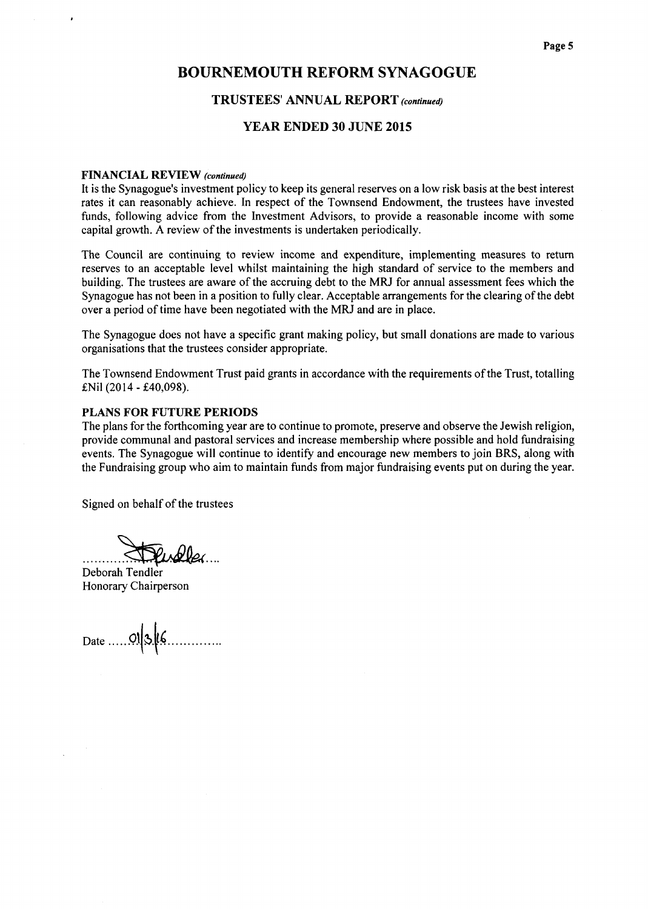# BOURNEMOUTH REFORM SYNAGOGUE

## TRUSTEES' ANNUAL REPORT *(continued)*

## YEAR ENDED 30 JUNE 2015

**FINANCIAL REVIEW** *(continued)*

It is the Synagogue's investment policy to keep its general reserves on a low risk basis at the best interest rates it can reasonably achieve. In respect of the Townsend Endowment, the trustees have invested funds, following advice from the Investment Advisors, to provide a reasonable income with some capital growth. A review of the investments is undertaken periodically.

The Council are continuing to review income and expenditure, implementing measures to return reserves to an acceptable level whilst maintaining the high standard of service to the members and building. The trustees are aware of the accruing debt to the MRJ for annual assessment fees which the Synagogue has not been in a position to fully clear. Acceptable arrangements for the clearing of the debt over a period of time have been negotiated with the MRJ and are in place.

The Synagogue does not have a specific grant making policy, but small donations are made to various organisations that the trustees consider appropriate.

The Townsend Endowment Trust paid grants in accordance with the requirements of the Trust, totalling £Nil (2014 - £40,098).

**PLANS FOR FUTURE PERIODS**

The plans for the forthcoming year are to continue to promote, preserve and observe the Jewish religion, provide communal and pastoral services and increase membership where possible and hold fundraising events. The Synagogue will continue to identify and encourage new members to join BRS, along with the Fundraising group who aim to maintain funds from major fundraising events put on during the year.

Signed on behalf of the trustees

Deborah Tendler
Honorary Chairperson

Date 01/3/16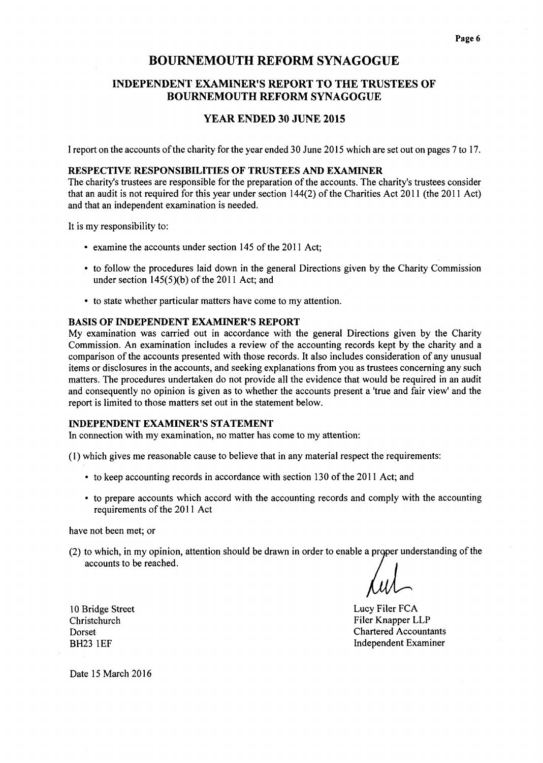# BOURNEMOUTH REFORM SYNAGOGUE

## INDEPENDENT EXAMINER'S REPORT TO THE TRUSTEES OF BOURNEMOUTH REFORM SYNAGOGUE

## YEAR ENDED 30 JUNE 2015

I report on the accounts of the charity for the year ended 30 June 2015 which are set out on pages 7 to 17.

### RESPECTIVE RESPONSIBILITIES OF TRUSTEES AND EXAMINER

The charity's trustees are responsible for the preparation of the accounts. The charity's trustees consider that an audit is not required for this year under section 144(2) of the Charities Act 2011 (the 2011 Act) and that an independent examination is needed.

It is my responsibility to:

- examine the accounts under section 145 of the 2011 Act;
- to follow the procedures laid down in the general Directions given by the Charity Commission under section 145(5)(b) of the 2011 Act; and
- to state whether particular matters have come to my attention.

### BASIS OF INDEPENDENT EXAMINER'S REPORT

My examination was carried out in accordance with the general Directions given by the Charity Commission. An examination includes a review of the accounting records kept by the charity and a comparison of the accounts presented with those records. It also includes consideration of any unusual items or disclosures in the accounts, and seeking explanations from you as trustees concerning any such matters. The procedures undertaken do not provide all the evidence that would be required in an audit and consequently no opinion is given as to whether the accounts present a 'true and fair view' and the report is limited to those matters set out in the statement below.

### INDEPENDENT EXAMINER'S STATEMENT

In connection with my examination, no matter has come to my attention:

(1) which gives me reasonable cause to believe that in any material respect the requirements:

- to keep accounting records in accordance with section 130 of the 2011 Act; and
- to prepare accounts which accord with the accounting records and comply with the accounting requirements of the 2011 Act

have not been met; or

(2) to which, in my opinion, attention should be drawn in order to enable a proper understanding of the accounts to be reached.

10 Bridge Street
Christchurch
Dorset
BH23 1EF

Lucy Filer FCA
Filer Knapper LLP
Chartered Accountants
Independent Examiner

Date 15 March 2016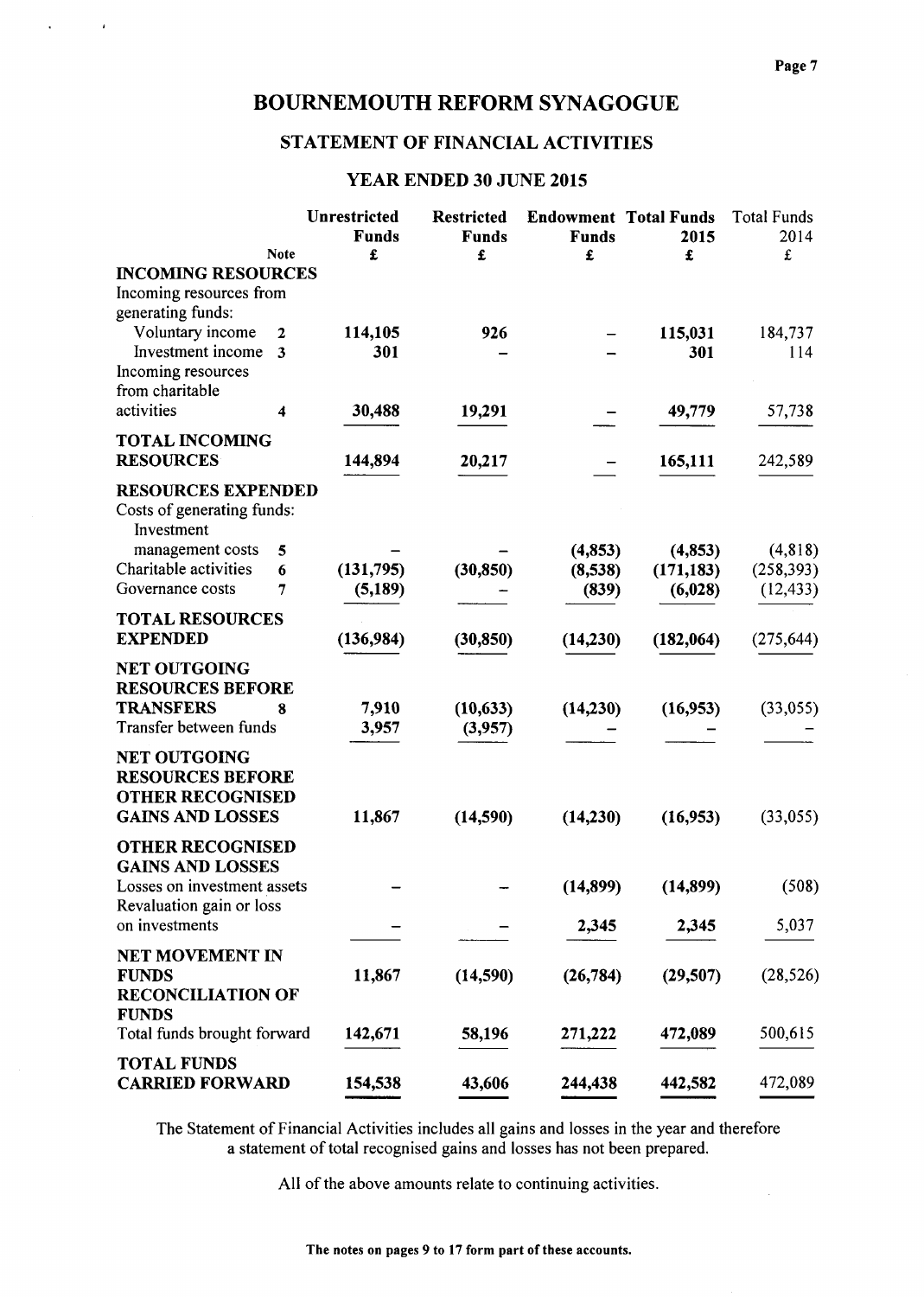# BOURNEMOUTH REFORM SYNAGOGUE

## STATEMENT OF FINANCIAL ACTIVITIES

### YEAR ENDED 30 JUNE 2015

| | Note | Unrestricted Funds £ | Restricted Funds £ | Endowment Funds £ | Total Funds 2015 £ | Total Funds 2014 £ |
|---|---|---|---|---|---|---|
| **INCOMING RESOURCES** | | | | | | |
| Incoming resources from generating funds: | | | | | | |
| Voluntary income | 2 | 114,105 | 926 | – | 115,031 | 184,737 |
| Investment income | 3 | 301 | – | – | 301 | 114 |
| Incoming resources from charitable activities | 4 | 30,488 | 19,291 | – | 49,779 | 57,738 |
| **TOTAL INCOMING RESOURCES** | | 144,894 | 20,217 | – | 165,111 | 242,589 |
| **RESOURCES EXPENDED** | | | | | | |
| Costs of generating funds: Investment management costs | 5 | – | – | (4,853) | (4,853) | (4,818) |
| Charitable activities | 6 | (131,795) | (30,850) | (8,538) | (171,183) | (258,393) |
| Governance costs | 7 | (5,189) | – | (839) | (6,028) | (12,433) |
| **TOTAL RESOURCES EXPENDED** | | (136,984) | (30,850) | (14,230) | (182,064) | (275,644) |
| **NET OUTGOING RESOURCES BEFORE TRANSFERS** | 8 | 7,910 | (10,633) | (14,230) | (16,953) | (33,055) |
| Transfer between funds | | 3,957 | (3,957) | – | – | – |
| **NET OUTGOING RESOURCES BEFORE OTHER RECOGNISED GAINS AND LOSSES** | | 11,867 | (14,590) | (14,230) | (16,953) | (33,055) |
| **OTHER RECOGNISED GAINS AND LOSSES** | | | | | | |
| Losses on investment assets | | – | – | (14,899) | (14,899) | (508) |
| Revaluation gain or loss on investments | | – | – | 2,345 | 2,345 | 5,037 |
| **NET MOVEMENT IN FUNDS** | | 11,867 | (14,590) | (26,784) | (29,507) | (28,526) |
| **RECONCILIATION OF FUNDS** | | | | | | |
| Total funds brought forward | | 142,671 | 58,196 | 271,222 | 472,089 | 500,615 |
| **TOTAL FUNDS CARRIED FORWARD** | | 154,538 | 43,606 | 244,438 | 442,582 | 472,089 |

The Statement of Financial Activities includes all gains and losses in the year and therefore a statement of total recognised gains and losses has not been prepared.

All of the above amounts relate to continuing activities.

**The notes on pages 9 to 17 form part of these accounts.**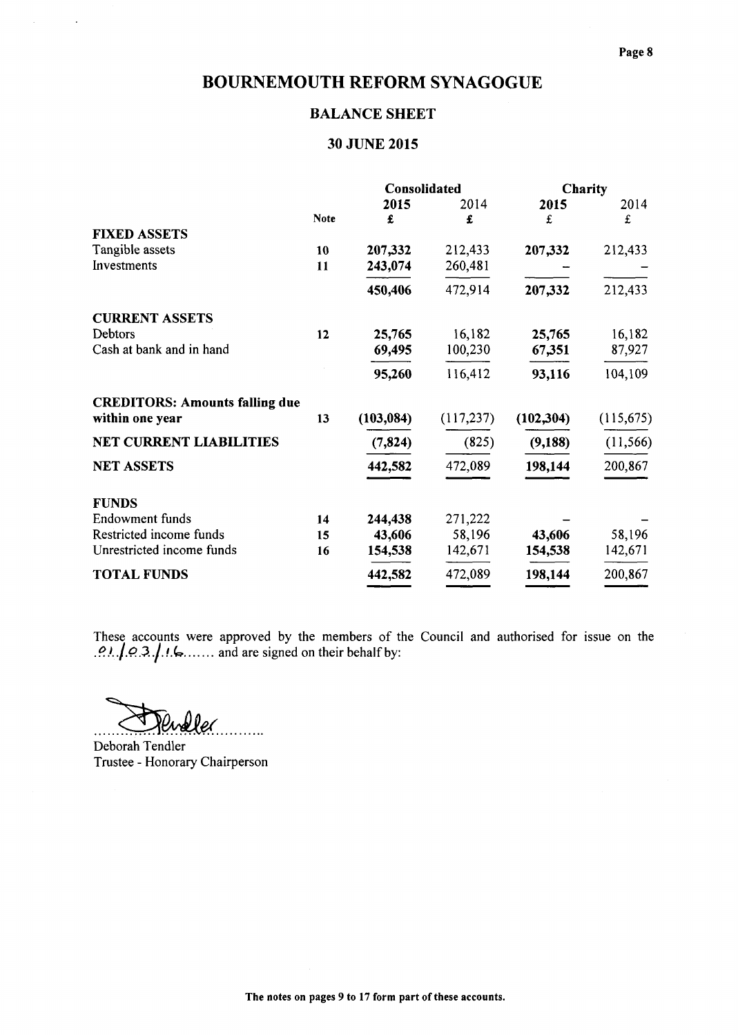# BOURNEMOUTH REFORM SYNAGOGUE

## BALANCE SHEET

### 30 JUNE 2015

| | | Consolidated | | Charity | |
|---|---|---|---|---|---|
| | | **2015** | 2014 | **2015** | 2014 |
| | Note | **£** | £ | **£** | £ |
| **FIXED ASSETS** | | | | | |
| Tangible assets | 10 | **207,332** | 212,433 | **207,332** | 212,433 |
| Investments | 11 | **243,074** | 260,481 | – | – |
| | | **450,406** | 472,914 | **207,332** | 212,433 |
| **CURRENT ASSETS** | | | | | |
| Debtors | 12 | **25,765** | 16,182 | **25,765** | 16,182 |
| Cash at bank and in hand | | **69,495** | 100,230 | **67,351** | 87,927 |
| | | **95,260** | 116,412 | **93,116** | 104,109 |
| **CREDITORS: Amounts falling due within one year** | 13 | **(103,084)** | (117,237) | **(102,304)** | (115,675) |
| **NET CURRENT LIABILITIES** | | **(7,824)** | (825) | **(9,188)** | (11,566) |
| **NET ASSETS** | | **442,582** | 472,089 | **198,144** | 200,867 |
| **FUNDS** | | | | | |
| Endowment funds | 14 | **244,438** | 271,222 | – | – |
| Restricted income funds | 15 | **43,606** | 58,196 | **43,606** | 58,196 |
| Unrestricted income funds | 16 | **154,538** | 142,671 | **154,538** | 142,671 |
| **TOTAL FUNDS** | | **442,582** | 472,089 | **198,144** | 200,867 |

These accounts were approved by the members of the Council and authorised for issue on the 01/03/16....... and are signed on their behalf by:

Deborah Tendler
Trustee - Honorary Chairperson

**The notes on pages 9 to 17 form part of these accounts.**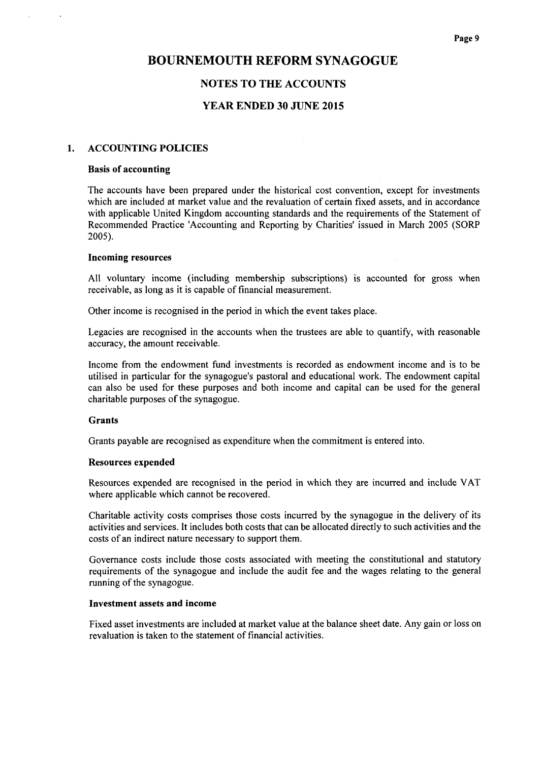# BOURNEMOUTH REFORM SYNAGOGUE

## NOTES TO THE ACCOUNTS

## YEAR ENDED 30 JUNE 2015

### 1. ACCOUNTING POLICIES

**Basis of accounting**

The accounts have been prepared under the historical cost convention, except for investments which are included at market value and the revaluation of certain fixed assets, and in accordance with applicable United Kingdom accounting standards and the requirements of the Statement of Recommended Practice 'Accounting and Reporting by Charities' issued in March 2005 (SORP 2005).

**Incoming resources**

All voluntary income (including membership subscriptions) is accounted for gross when receivable, as long as it is capable of financial measurement.

Other income is recognised in the period in which the event takes place.

Legacies are recognised in the accounts when the trustees are able to quantify, with reasonable accuracy, the amount receivable.

Income from the endowment fund investments is recorded as endowment income and is to be utilised in particular for the synagogue's pastoral and educational work. The endowment capital can also be used for these purposes and both income and capital can be used for the general charitable purposes of the synagogue.

**Grants**

Grants payable are recognised as expenditure when the commitment is entered into.

**Resources expended**

Resources expended are recognised in the period in which they are incurred and include VAT where applicable which cannot be recovered.

Charitable activity costs comprises those costs incurred by the synagogue in the delivery of its activities and services. It includes both costs that can be allocated directly to such activities and the costs of an indirect nature necessary to support them.

Governance costs include those costs associated with meeting the constitutional and statutory requirements of the synagogue and include the audit fee and the wages relating to the general running of the synagogue.

**Investment assets and income**

Fixed asset investments are included at market value at the balance sheet date. Any gain or loss on revaluation is taken to the statement of financial activities.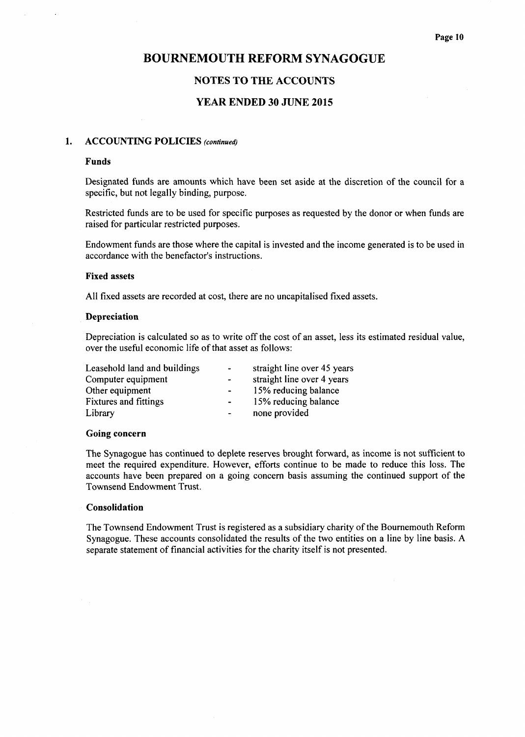# BOURNEMOUTH REFORM SYNAGOGUE

## NOTES TO THE ACCOUNTS

## YEAR ENDED 30 JUNE 2015

### 1. ACCOUNTING POLICIES *(continued)*

**Funds**

Designated funds are amounts which have been set aside at the discretion of the council for a specific, but not legally binding, purpose.

Restricted funds are to be used for specific purposes as requested by the donor or when funds are raised for particular restricted purposes.

Endowment funds are those where the capital is invested and the income generated is to be used in accordance with the benefactor's instructions.

**Fixed assets**

All fixed assets are recorded at cost, there are no uncapitalised fixed assets.

**Depreciation**

Depreciation is calculated so as to write off the cost of an asset, less its estimated residual value, over the useful economic life of that asset as follows:

| | | |
|---|---|---|
| Leasehold land and buildings | - | straight line over 45 years |
| Computer equipment | - | straight line over 4 years |
| Other equipment | - | 15% reducing balance |
| Fixtures and fittings | - | 15% reducing balance |
| Library | - | none provided |

**Going concern**

The Synagogue has continued to deplete reserves brought forward, as income is not sufficient to meet the required expenditure. However, efforts continue to be made to reduce this loss. The accounts have been prepared on a going concern basis assuming the continued support of the Townsend Endowment Trust.

**Consolidation**

The Townsend Endowment Trust is registered as a subsidiary charity of the Bournemouth Reform Synagogue. These accounts consolidated the results of the two entities on a line by line basis. A separate statement of financial activities for the charity itself is not presented.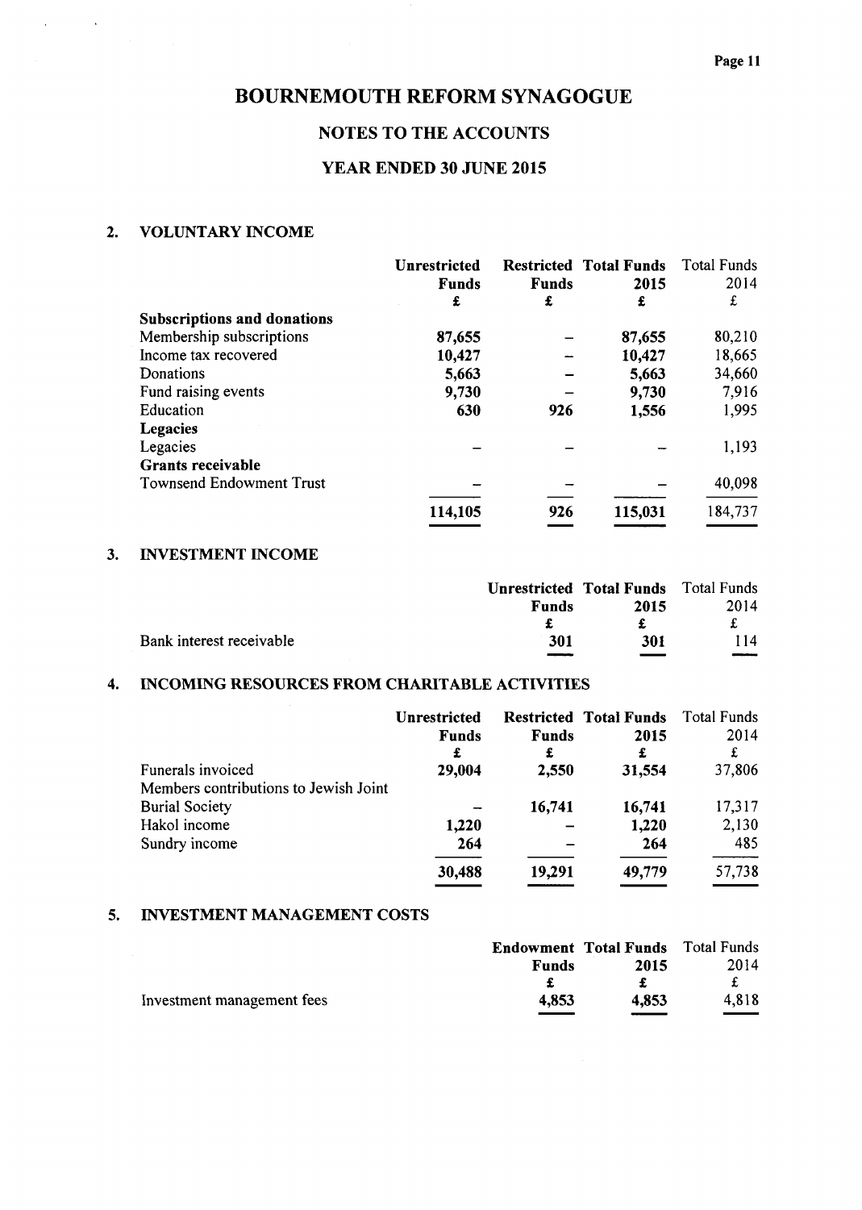# BOURNEMOUTH REFORM SYNAGOGUE

## NOTES TO THE ACCOUNTS

## YEAR ENDED 30 JUNE 2015

### 2. VOLUNTARY INCOME

| | Unrestricted Funds | Restricted Funds | Total Funds 2015 | Total Funds 2014 |
|---|---|---|---|---|
| | £ | £ | £ | £ |
| **Subscriptions and donations** | | | | |
| Membership subscriptions | **87,655** | – | **87,655** | 80,210 |
| Income tax recovered | **10,427** | – | **10,427** | 18,665 |
| Donations | **5,663** | – | **5,663** | 34,660 |
| Fund raising events | **9,730** | – | **9,730** | 7,916 |
| Education | **630** | **926** | **1,556** | 1,995 |
| **Legacies** | | | | |
| Legacies | – | – | – | 1,193 |
| **Grants receivable** | | | | |
| Townsend Endowment Trust | – | – | – | 40,098 |
| | **114,105** | **926** | **115,031** | 184,737 |

### 3. INVESTMENT INCOME

| | Unrestricted Funds | Total Funds 2015 | Total Funds 2014 |
|---|---|---|---|
| | £ | £ | £ |
| Bank interest receivable | **301** | **301** | 114 |

### 4. INCOMING RESOURCES FROM CHARITABLE ACTIVITIES

| | Unrestricted Funds | Restricted Funds | Total Funds 2015 | Total Funds 2014 |
|---|---|---|---|---|
| | £ | £ | £ | £ |
| Funerals invoiced | **29,004** | **2,550** | **31,554** | 37,806 |
| Members contributions to Jewish Joint Burial Society | – | **16,741** | **16,741** | 17,317 |
| Hakol income | **1,220** | – | **1,220** | 2,130 |
| Sundry income | **264** | – | **264** | 485 |
| | **30,488** | **19,291** | **49,779** | 57,738 |

### 5. INVESTMENT MANAGEMENT COSTS

| | Endowment Funds | Total Funds 2015 | Total Funds 2014 |
|---|---|---|---|
| | £ | £ | £ |
| Investment management fees | **4,853** | **4,853** | 4,818 |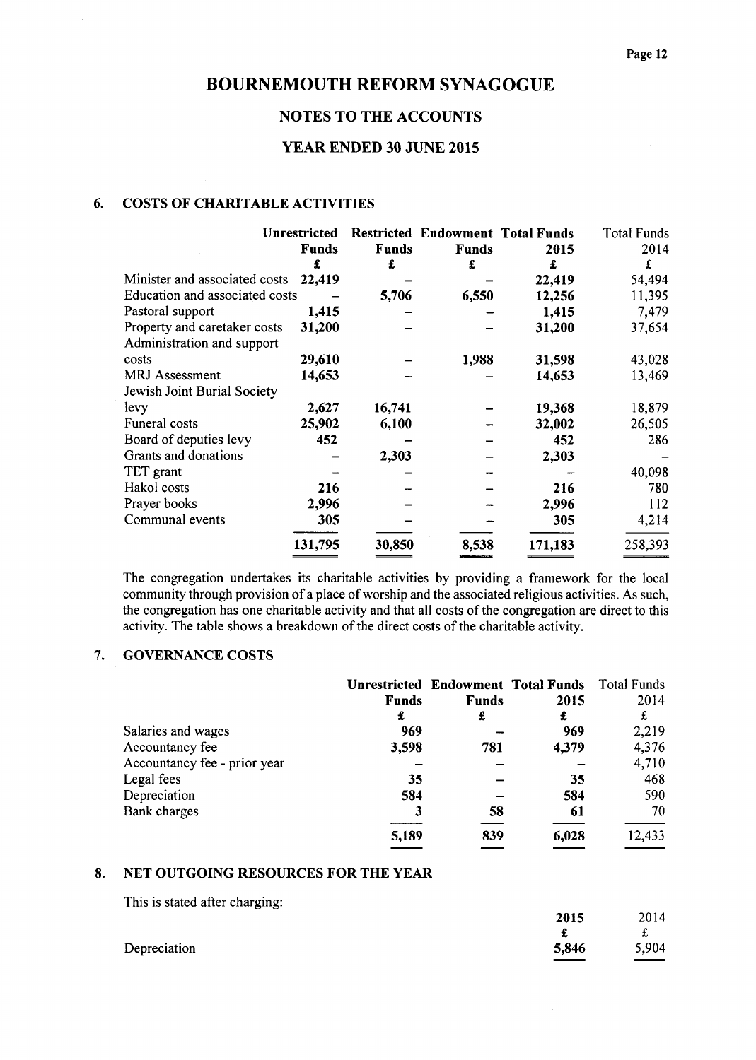# BOURNEMOUTH REFORM SYNAGOGUE

## NOTES TO THE ACCOUNTS

## YEAR ENDED 30 JUNE 2015

### 6. COSTS OF CHARITABLE ACTIVITIES

| | Unrestricted Funds | Restricted Funds | Endowment Funds | Total Funds 2015 | Total Funds 2014 |
|---|---|---|---|---|---|
| | £ | £ | £ | £ | £ |
| Minister and associated costs | 22,419 | – | – | 22,419 | 54,494 |
| Education and associated costs | – | 5,706 | 6,550 | 12,256 | 11,395 |
| Pastoral support | 1,415 | – | – | 1,415 | 7,479 |
| Property and caretaker costs | 31,200 | – | – | 31,200 | 37,654 |
| Administration and support costs | 29,610 | – | 1,988 | 31,598 | 43,028 |
| MRJ Assessment | 14,653 | – | – | 14,653 | 13,469 |
| Jewish Joint Burial Society levy | 2,627 | 16,741 | – | 19,368 | 18,879 |
| Funeral costs | 25,902 | 6,100 | – | 32,002 | 26,505 |
| Board of deputies levy | 452 | – | – | 452 | 286 |
| Grants and donations | – | 2,303 | – | 2,303 | – |
| TET grant | – | – | – | – | 40,098 |
| Hakol costs | 216 | – | – | 216 | 780 |
| Prayer books | 2,996 | – | – | 2,996 | 112 |
| Communal events | 305 | – | – | 305 | 4,214 |
| | 131,795 | 30,850 | 8,538 | 171,183 | 258,393 |

The congregation undertakes its charitable activities by providing a framework for the local community through provision of a place of worship and the associated religious activities. As such, the congregation has one charitable activity and that all costs of the congregation are direct to this activity. The table shows a breakdown of the direct costs of the charitable activity.

### 7. GOVERNANCE COSTS

| | Unrestricted Funds | Endowment Funds | Total Funds 2015 | Total Funds 2014 |
|---|---|---|---|---|
| | £ | £ | £ | £ |
| Salaries and wages | 969 | – | 969 | 2,219 |
| Accountancy fee | 3,598 | 781 | 4,379 | 4,376 |
| Accountancy fee - prior year | – | – | – | 4,710 |
| Legal fees | 35 | – | 35 | 468 |
| Depreciation | 584 | – | 584 | 590 |
| Bank charges | 3 | 58 | 61 | 70 |
| | 5,189 | 839 | 6,028 | 12,433 |

### 8. NET OUTGOING RESOURCES FOR THE YEAR

This is stated after charging:

| | 2015 | 2014 |
|---|---|---|
| | £ | £ |
| Depreciation | 5,846 | 5,904 |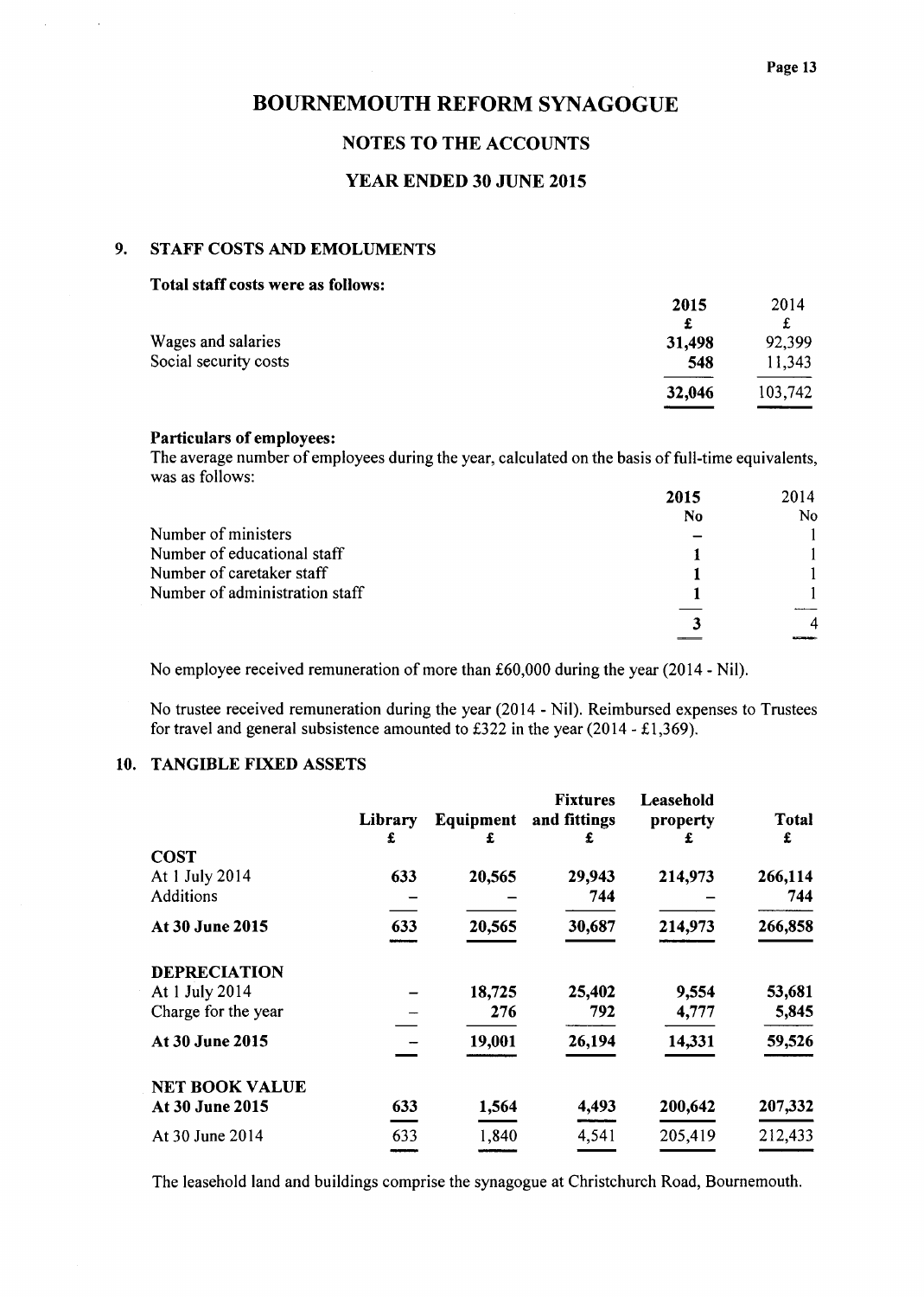# BOURNEMOUTH REFORM SYNAGOGUE

## NOTES TO THE ACCOUNTS

## YEAR ENDED 30 JUNE 2015

### 9. STAFF COSTS AND EMOLUMENTS

**Total staff costs were as follows:**

| | 2015 | 2014 |
|---|---|---|
| | £ | £ |
| Wages and salaries | 31,498 | 92,399 |
| Social security costs | 548 | 11,343 |
| | 32,046 | 103,742 |

**Particulars of employees:**

The average number of employees during the year, calculated on the basis of full-time equivalents, was as follows:

| | 2015 | 2014 |
|---|---|---|
| | No | No |
| Number of ministers | – | 1 |
| Number of educational staff | 1 | 1 |
| Number of caretaker staff | 1 | 1 |
| Number of administration staff | 1 | 1 |
| | 3 | 4 |

No employee received remuneration of more than £60,000 during the year (2014 - Nil).

No trustee received remuneration during the year (2014 - Nil). Reimbursed expenses to Trustees for travel and general subsistence amounted to £322 in the year (2014 - £1,369).

### 10. TANGIBLE FIXED ASSETS

| | Library | Equipment | Fixtures and fittings | Leasehold property | Total |
|---|---|---|---|---|---|
| | £ | £ | £ | £ | £ |
| **COST** | | | | | |
| At 1 July 2014 | 633 | 20,565 | 29,943 | 214,973 | 266,114 |
| Additions | – | – | 744 | – | 744 |
| **At 30 June 2015** | 633 | 20,565 | 30,687 | 214,973 | 266,858 |
| **DEPRECIATION** | | | | | |
| At 1 July 2014 | – | 18,725 | 25,402 | 9,554 | 53,681 |
| Charge for the year | – | 276 | 792 | 4,777 | 5,845 |
| **At 30 June 2015** | – | 19,001 | 26,194 | 14,331 | 59,526 |
| **NET BOOK VALUE** | | | | | |
| **At 30 June 2015** | 633 | 1,564 | 4,493 | 200,642 | 207,332 |
| At 30 June 2014 | 633 | 1,840 | 4,541 | 205,419 | 212,433 |

The leasehold land and buildings comprise the synagogue at Christchurch Road, Bournemouth.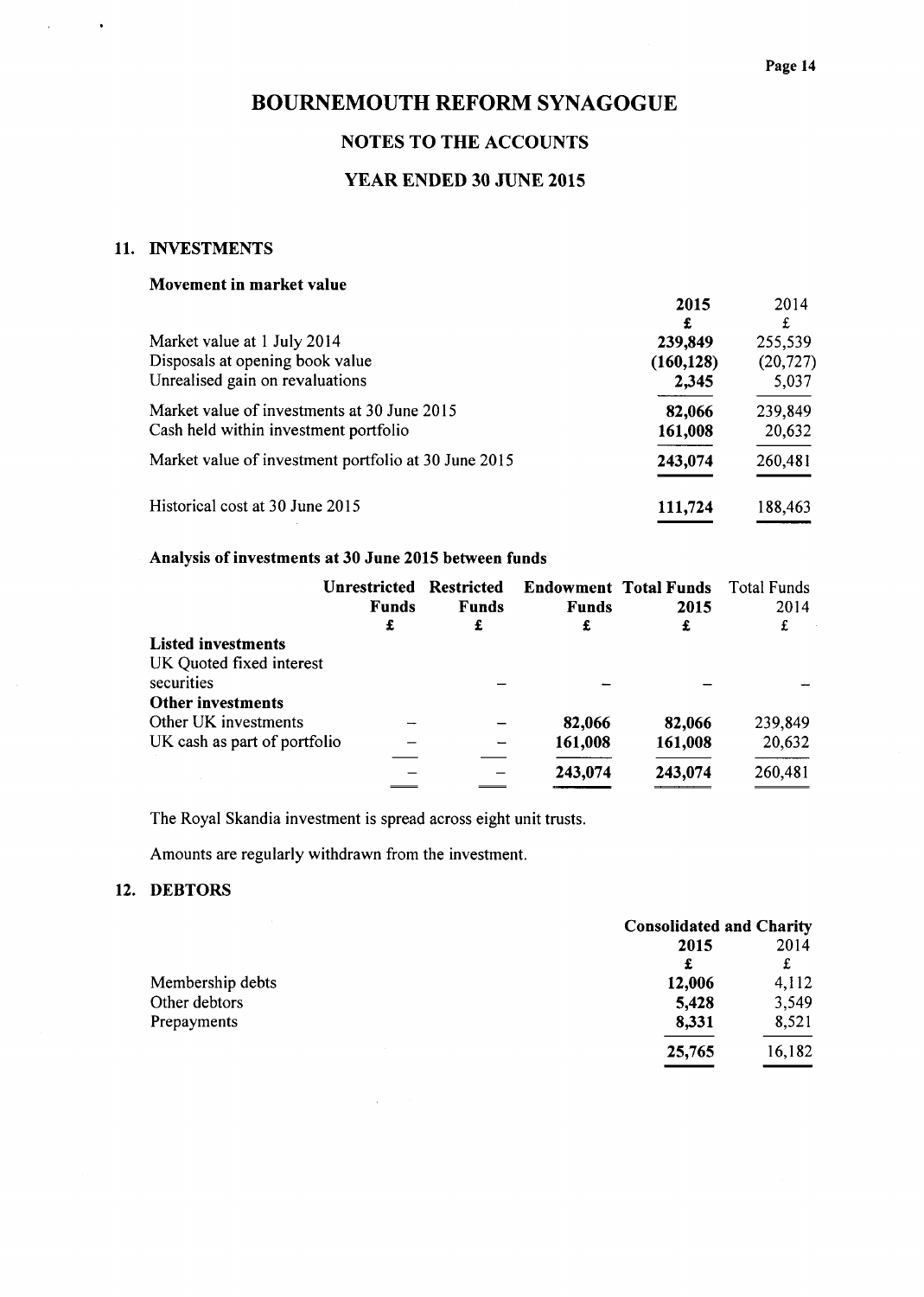# BOURNEMOUTH REFORM SYNAGOGUE

## NOTES TO THE ACCOUNTS

## YEAR ENDED 30 JUNE 2015

### 11. INVESTMENTS

**Movement in market value**

| | **2015** | 2014 |
|---|---|---|
| | **£** | £ |
| Market value at 1 July 2014 | **239,849** | 255,539 |
| Disposals at opening book value | **(160,128)** | (20,727) |
| Unrealised gain on revaluations | **2,345** | 5,037 |
| Market value of investments at 30 June 2015 | **82,066** | 239,849 |
| Cash held within investment portfolio | **161,008** | 20,632 |
| Market value of investment portfolio at 30 June 2015 | **243,074** | 260,481 |
| Historical cost at 30 June 2015 | **111,724** | 188,463 |

**Analysis of investments at 30 June 2015 between funds**

| | **Unrestricted Funds** | **Restricted Funds** | **Endowment Funds** | **Total Funds 2015** | Total Funds 2014 |
|---|---|---|---|---|---|
| | **£** | **£** | **£** | **£** | £ |
| **Listed investments** | | | | | |
| UK Quoted fixed interest securities | | – | – | – | – |
| **Other investments** | | | | | |
| Other UK investments | – | – | **82,066** | **82,066** | 239,849 |
| UK cash as part of portfolio | – | – | **161,008** | **161,008** | 20,632 |
| | – | – | **243,074** | **243,074** | 260,481 |

The Royal Skandia investment is spread across eight unit trusts.

Amounts are regularly withdrawn from the investment.

### 12. DEBTORS

| | **Consolidated and Charity 2015** | 2014 |
|---|---|---|
| | **£** | £ |
| Membership debts | **12,006** | 4,112 |
| Other debtors | **5,428** | 3,549 |
| Prepayments | **8,331** | 8,521 |
| | **25,765** | 16,182 |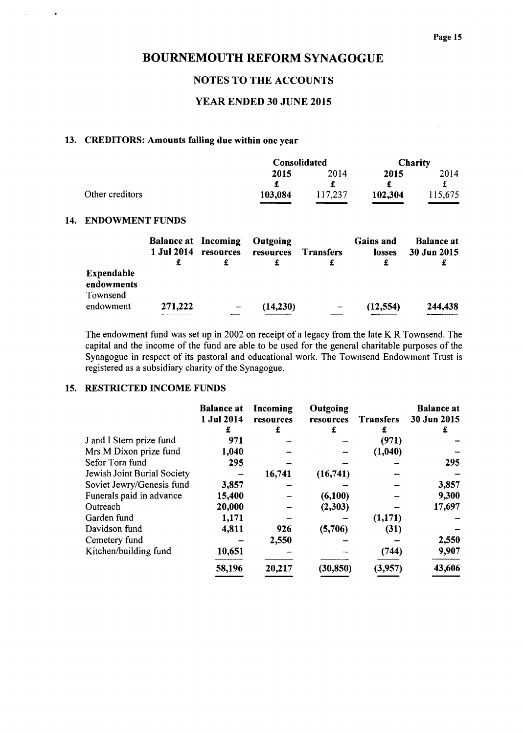## BOURNEMOUTH REFORM SYNAGOGUE

## NOTES TO THE ACCOUNTS

## YEAR ENDED 30 JUNE 2015

### 13. CREDITORS: Amounts falling due within one year

| | Consolidated | | Charity | |
|---|---|---|---|---|
| | **2015** | 2014 | **2015** | 2014 |
| | **£** | £ | **£** | £ |
| Other creditors | **103,084** | 117,237 | **102,304** | 115,675 |

### 14. ENDOWMENT FUNDS

| | Balance at 1 Jul 2014 | Incoming resources | Outgoing resources | Transfers | Gains and losses | Balance at 30 Jun 2015 |
|---|---|---|---|---|---|---|
| | £ | £ | £ | £ | £ | £ |
| **Expendable endowments** | | | | | | |
| Townsend endowment | **271,222** | – | **(14,230)** | – | **(12,554)** | **244,438** |

The endowment fund was set up in 2002 on receipt of a legacy from the late K R Townsend. The capital and the income of the fund are able to be used for the general charitable purposes of the Synagogue in respect of its pastoral and educational work. The Townsend Endowment Trust is registered as a subsidiary charity of the Synagogue.

### 15. RESTRICTED INCOME FUNDS

| | Balance at 1 Jul 2014 | Incoming resources | Outgoing resources | Transfers | Balance at 30 Jun 2015 |
|---|---|---|---|---|---|
| | £ | £ | £ | £ | £ |
| J and I Stern prize fund | **971** | – | – | **(971)** | – |
| Mrs M Dixon prize fund | **1,040** | – | – | **(1,040)** | – |
| Sefor Tora fund | **295** | – | – | – | **295** |
| Jewish Joint Burial Society | – | **16,741** | **(16,741)** | – | – |
| Soviet Jewry/Genesis fund | **3,857** | – | – | – | **3,857** |
| Funerals paid in advance | **15,400** | – | **(6,100)** | – | **9,300** |
| Outreach | **20,000** | – | **(2,303)** | – | **17,697** |
| Garden fund | **1,171** | – | – | **(1,171)** | – |
| Davidson fund | **4,811** | **926** | **(5,706)** | **(31)** | – |
| Cemetery fund | – | **2,550** | – | – | **2,550** |
| Kitchen/building fund | **10,651** | – | – | **(744)** | **9,907** |
| | **58,196** | **20,217** | **(30,850)** | **(3,957)** | **43,606** |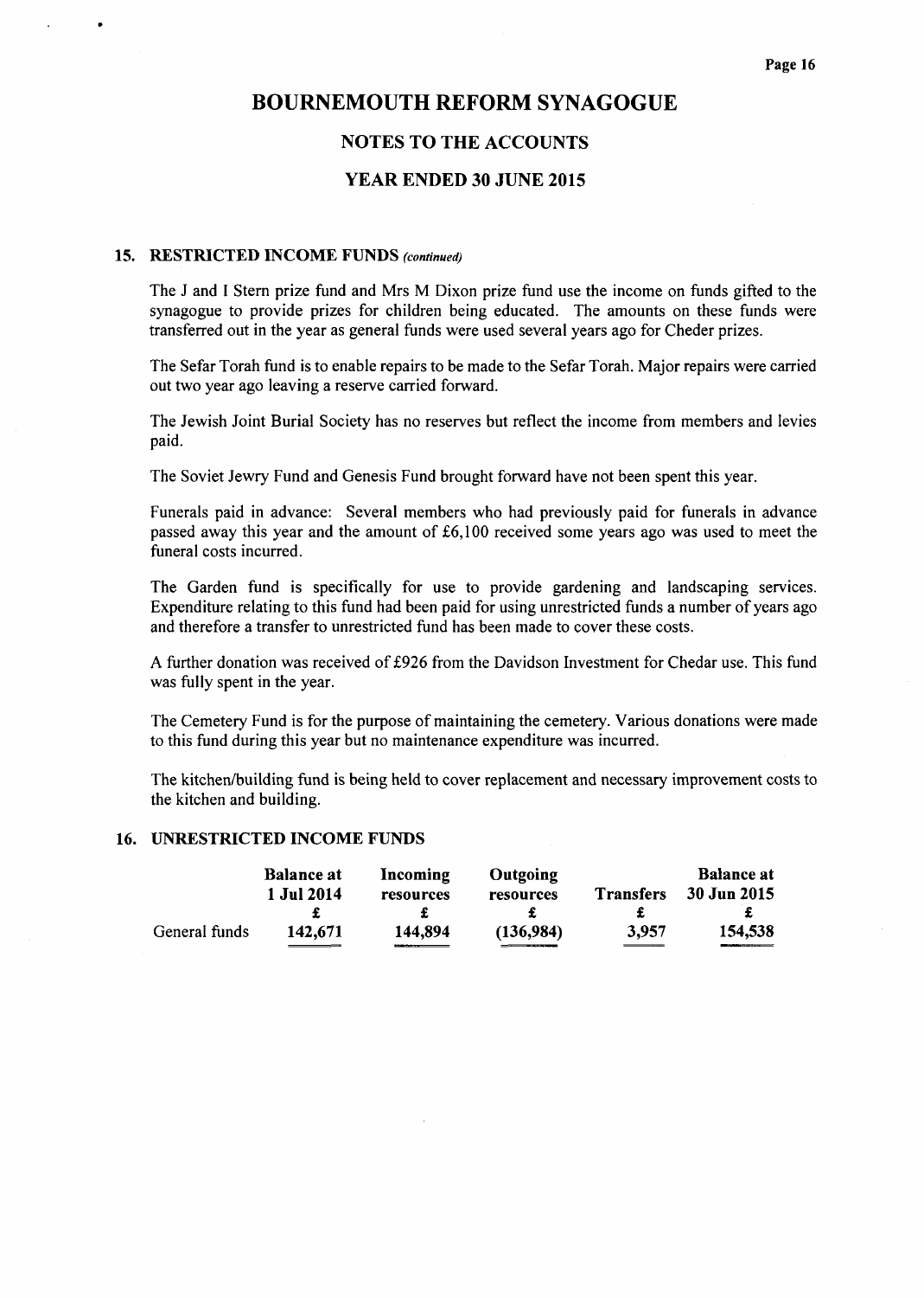# BOURNEMOUTH REFORM SYNAGOGUE

## NOTES TO THE ACCOUNTS

## YEAR ENDED 30 JUNE 2015

### 15. RESTRICTED INCOME FUNDS *(continued)*

The J and I Stern prize fund and Mrs M Dixon prize fund use the income on funds gifted to the synagogue to provide prizes for children being educated. The amounts on these funds were transferred out in the year as general funds were used several years ago for Cheder prizes.

The Sefar Torah fund is to enable repairs to be made to the Sefar Torah. Major repairs were carried out two year ago leaving a reserve carried forward.

The Jewish Joint Burial Society has no reserves but reflect the income from members and levies paid.

The Soviet Jewry Fund and Genesis Fund brought forward have not been spent this year.

Funerals paid in advance: Several members who had previously paid for funerals in advance passed away this year and the amount of £6,100 received some years ago was used to meet the funeral costs incurred.

The Garden fund is specifically for use to provide gardening and landscaping services. Expenditure relating to this fund had been paid for using unrestricted funds a number of years ago and therefore a transfer to unrestricted fund has been made to cover these costs.

A further donation was received of £926 from the Davidson Investment for Chedar use. This fund was fully spent in the year.

The Cemetery Fund is for the purpose of maintaining the cemetery. Various donations were made to this fund during this year but no maintenance expenditure was incurred.

The kitchen/building fund is being held to cover replacement and necessary improvement costs to the kitchen and building.

### 16. UNRESTRICTED INCOME FUNDS

| | Balance at 1 Jul 2014 | Incoming resources | Outgoing resources | Transfers | Balance at 30 Jun 2015 |
|---|---|---|---|---|---|
| | £ | £ | £ | £ | £ |
| General funds | 142,671 | 144,894 | (136,984) | 3,957 | 154,538 |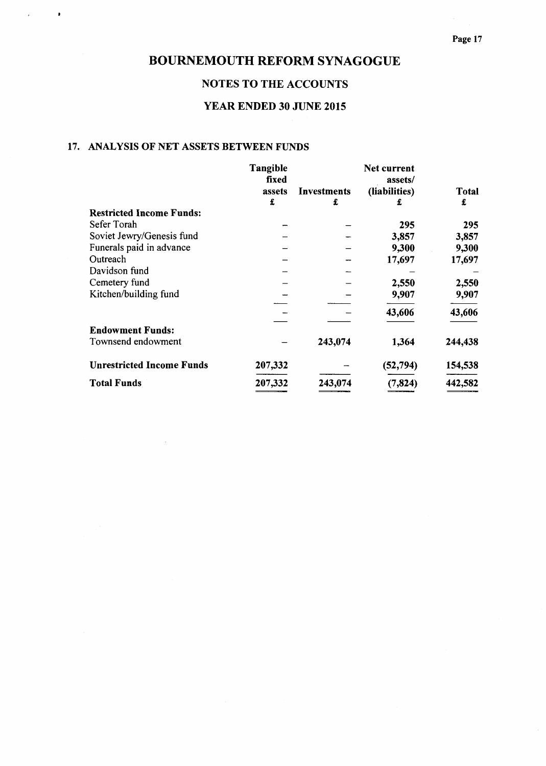# BOURNEMOUTH REFORM SYNAGOGUE

## NOTES TO THE ACCOUNTS

## YEAR ENDED 30 JUNE 2015

### 17. ANALYSIS OF NET ASSETS BETWEEN FUNDS

| | Tangible fixed assets £ | Investments £ | Net current assets/ (liabilities) £ | Total £ |
|---|---|---|---|---|
| **Restricted Income Funds:** | | | | |
| Sefer Torah | – | – | 295 | 295 |
| Soviet Jewry/Genesis fund | – | – | 3,857 | 3,857 |
| Funerals paid in advance | – | – | 9,300 | 9,300 |
| Outreach | – | – | 17,697 | 17,697 |
| Davidson fund | – | – | – | – |
| Cemetery fund | – | – | 2,550 | 2,550 |
| Kitchen/building fund | – | – | 9,907 | 9,907 |
| | – | – | 43,606 | 43,606 |
| **Endowment Funds:** | | | | |
| Townsend endowment | – | 243,074 | 1,364 | 244,438 |
| **Unrestricted Income Funds** | 207,332 | – | (52,794) | 154,538 |
| **Total Funds** | 207,332 | 243,074 | (7,824) | 442,582 |